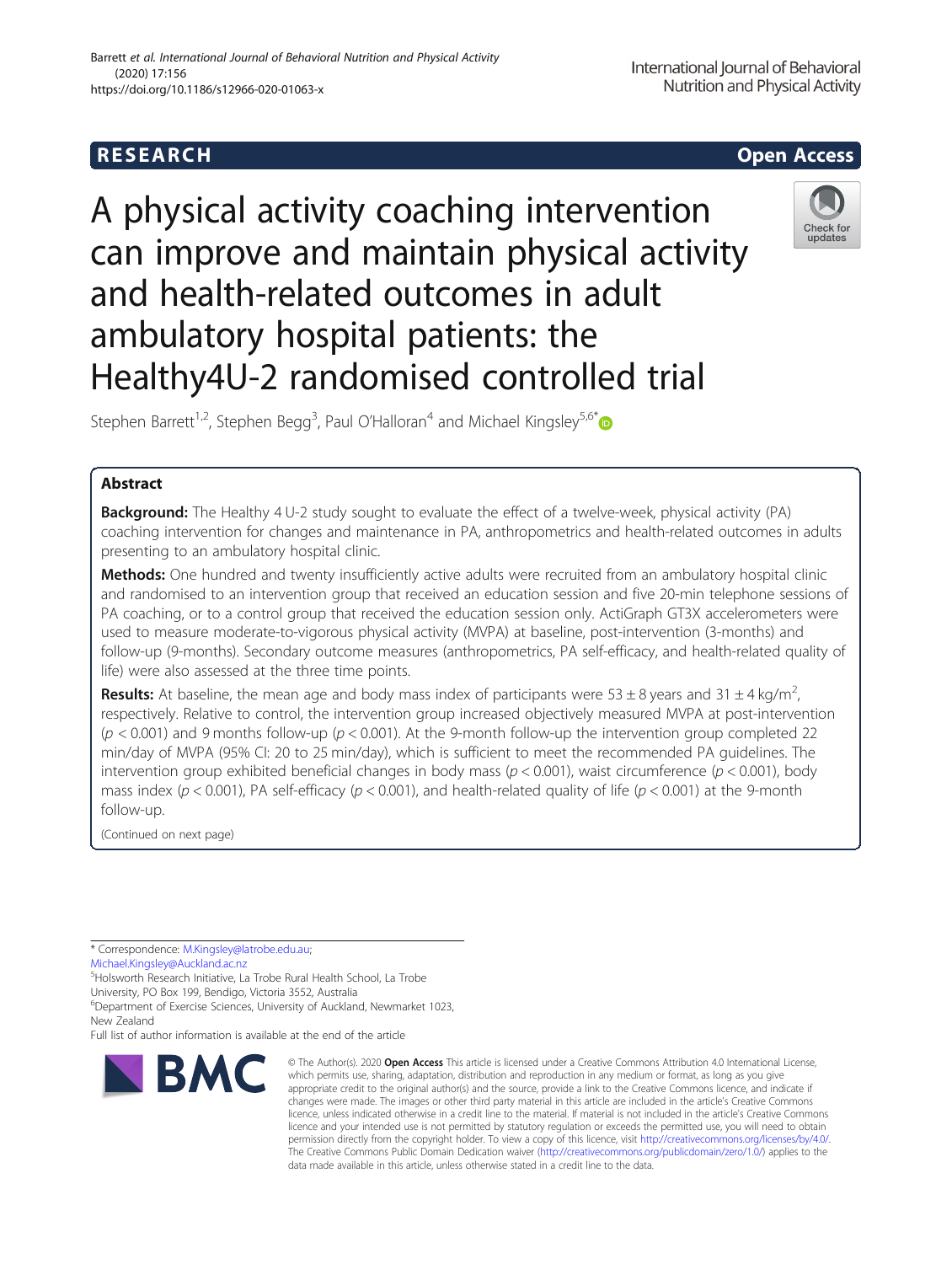RESEARCH

Open Access

# A physical activity coaching intervention can improve and maintain physical activity and health-related outcomes in adult ambulatory hospital patients: the Healthy4U-2 randomised controlled trial

Stephen Barrett[1,2], Stephen Begg[3], Paul O'Halloran[4] and Michael Kingsley[5,6*]

## Abstract

**Background:** The Healthy 4 U-2 study sought to evaluate the effect of a twelve-week, physical activity (PA) coaching intervention for changes and maintenance in PA, anthropometrics and health-related outcomes in adults presenting to an ambulatory hospital clinic.

**Methods:** One hundred and twenty insufficiently active adults were recruited from an ambulatory hospital clinic and randomised to an intervention group that received an education session and five 20-min telephone sessions of PA coaching, or to a control group that received the education session only. ActiGraph GT3X accelerometers were used to measure moderate-to-vigorous physical activity (MVPA) at baseline, post-intervention (3-months) and follow-up (9-months). Secondary outcome measures (anthropometrics, PA self-efficacy, and health-related quality of life) were also assessed at the three time points.

**Results:** At baseline, the mean age and body mass index of participants were 53 ± 8 years and 31 ± 4 kg/m$^2$, respectively. Relative to control, the intervention group increased objectively measured MVPA at post-intervention ($p < 0.001$) and 9 months follow-up ($p < 0.001$). At the 9-month follow-up the intervention group completed 22 min/day of MVPA (95% CI: 20 to 25 min/day), which is sufficient to meet the recommended PA guidelines. The intervention group exhibited beneficial changes in body mass ($p < 0.001$), waist circumference ($p < 0.001$), body mass index ($p < 0.001$), PA self-efficacy ($p < 0.001$), and health-related quality of life ($p < 0.001$) at the 9-month follow-up.

(Continued on next page)

\* Correspondence: M.Kingsley@latrobe.edu.au; Michael.Kingsley@Auckland.ac.nz

[5]Holsworth Research Initiative, La Trobe Rural Health School, La Trobe University, PO Box 199, Bendigo, Victoria 3552, Australia

[6]Department of Exercise Sciences, University of Auckland, Newmarket 1023, New Zealand

Full list of author information is available at the end of the article

© The Author(s). 2020 **Open Access** This article is licensed under a Creative Commons Attribution 4.0 International License, which permits use, sharing, adaptation, distribution and reproduction in any medium or format, as long as you give appropriate credit to the original author(s) and the source, provide a link to the Creative Commons licence, and indicate if changes were made. The images or other third party material in this article are included in the article's Creative Commons licence, unless indicated otherwise in a credit line to the material. If material is not included in the article's Creative Commons licence and your intended use is not permitted by statutory regulation or exceeds the permitted use, you will need to obtain permission directly from the copyright holder. To view a copy of this licence, visit http://creativecommons.org/licenses/by/4.0/. The Creative Commons Public Domain Dedication waiver (http://creativecommons.org/publicdomain/zero/1.0/) applies to the data made available in this article, unless otherwise stated in a credit line to the data.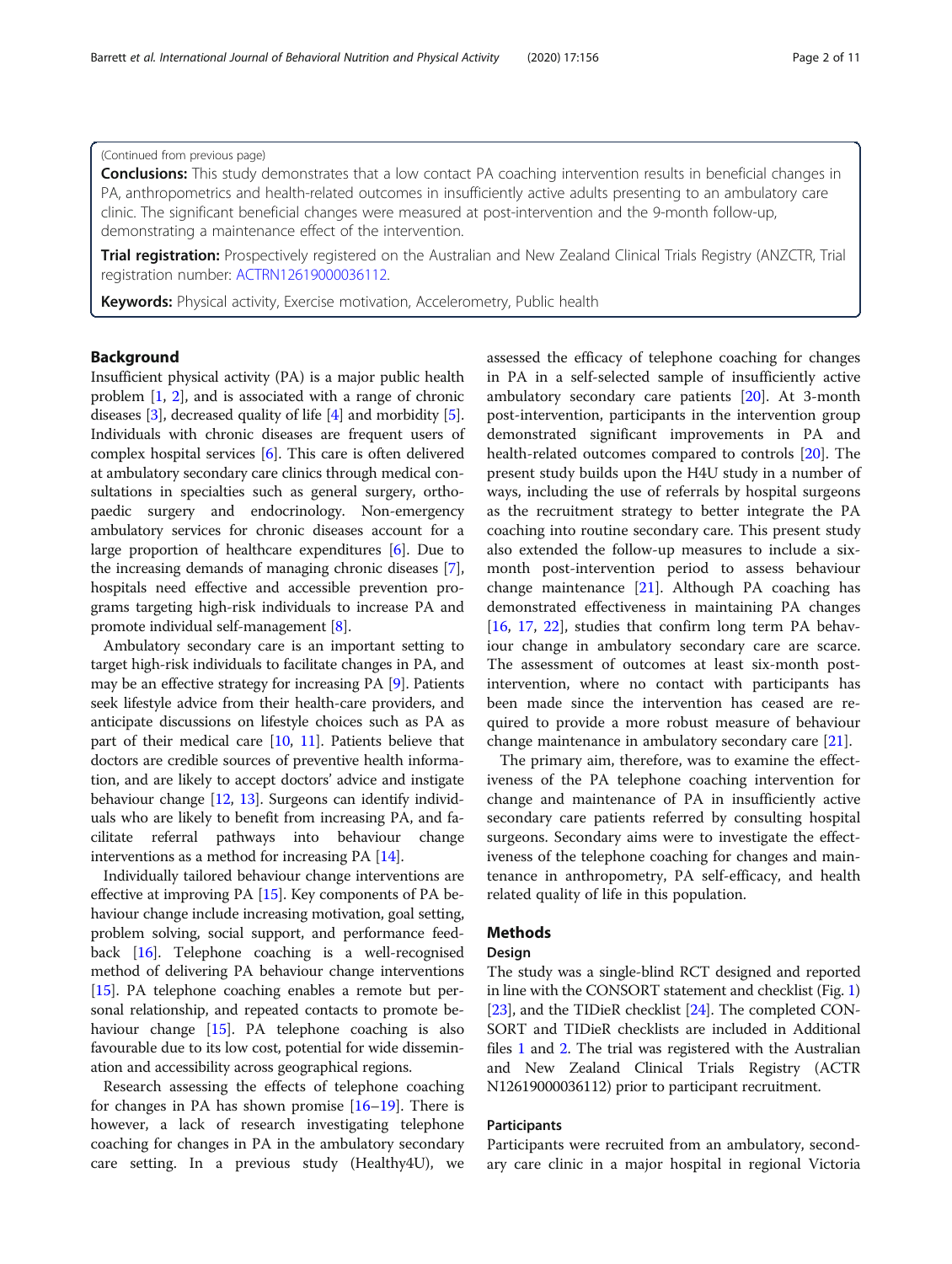(Continued from previous page)

**Conclusions:** This study demonstrates that a low contact PA coaching intervention results in beneficial changes in PA, anthropometrics and health-related outcomes in insufficiently active adults presenting to an ambulatory care clinic. The significant beneficial changes were measured at post-intervention and the 9-month follow-up, demonstrating a maintenance effect of the intervention.

**Trial registration:** Prospectively registered on the Australian and New Zealand Clinical Trials Registry (ANZCTR, Trial registration number: ACTRN12619000036112.

**Keywords:** Physical activity, Exercise motivation, Accelerometry, Public health

## Background

Insufficient physical activity (PA) is a major public health problem [1, 2], and is associated with a range of chronic diseases [3], decreased quality of life [4] and morbidity [5]. Individuals with chronic diseases are frequent users of complex hospital services [6]. This care is often delivered at ambulatory secondary care clinics through medical consultations in specialties such as general surgery, orthopaedic surgery and endocrinology. Non-emergency ambulatory services for chronic diseases account for a large proportion of healthcare expenditures [6]. Due to the increasing demands of managing chronic diseases [7], hospitals need effective and accessible prevention programs targeting high-risk individuals to increase PA and promote individual self-management [8].

Ambulatory secondary care is an important setting to target high-risk individuals to facilitate changes in PA, and may be an effective strategy for increasing PA [9]. Patients seek lifestyle advice from their health-care providers, and anticipate discussions on lifestyle choices such as PA as part of their medical care [10, 11]. Patients believe that doctors are credible sources of preventive health information, and are likely to accept doctors' advice and instigate behaviour change [12, 13]. Surgeons can identify individuals who are likely to benefit from increasing PA, and facilitate referral pathways into behaviour change interventions as a method for increasing PA [14].

Individually tailored behaviour change interventions are effective at improving PA [15]. Key components of PA behaviour change include increasing motivation, goal setting, problem solving, social support, and performance feedback [16]. Telephone coaching is a well-recognised method of delivering PA behaviour change interventions [15]. PA telephone coaching enables a remote but personal relationship, and repeated contacts to promote behaviour change [15]. PA telephone coaching is also favourable due to its low cost, potential for wide dissemination and accessibility across geographical regions.

Research assessing the effects of telephone coaching for changes in PA has shown promise [16–19]. There is however, a lack of research investigating telephone coaching for changes in PA in the ambulatory secondary care setting. In a previous study (Healthy4U), we assessed the efficacy of telephone coaching for changes in PA in a self-selected sample of insufficiently active ambulatory secondary care patients [20]. At 3-month post-intervention, participants in the intervention group demonstrated significant improvements in PA and health-related outcomes compared to controls [20]. The present study builds upon the H4U study in a number of ways, including the use of referrals by hospital surgeons as the recruitment strategy to better integrate the PA coaching into routine secondary care. This present study also extended the follow-up measures to include a six-month post-intervention period to assess behaviour change maintenance [21]. Although PA coaching has demonstrated effectiveness in maintaining PA changes [16, 17, 22], studies that confirm long term PA behaviour change in ambulatory secondary care are scarce. The assessment of outcomes at least six-month post-intervention, where no contact with participants has been made since the intervention has ceased are required to provide a more robust measure of behaviour change maintenance in ambulatory secondary care [21].

The primary aim, therefore, was to examine the effectiveness of the PA telephone coaching intervention for change and maintenance of PA in insufficiently active secondary care patients referred by consulting hospital surgeons. Secondary aims were to investigate the effectiveness of the telephone coaching for changes and maintenance in anthropometry, PA self-efficacy, and health related quality of life in this population.

## Methods

### Design

The study was a single-blind RCT designed and reported in line with the CONSORT statement and checklist (Fig. 1) [23], and the TIDieR checklist [24]. The completed CONSORT and TIDieR checklists are included in Additional files 1 and 2. The trial was registered with the Australian and New Zealand Clinical Trials Registry (ACTRN12619000036112) prior to participant recruitment.

### Participants

Participants were recruited from an ambulatory, secondary care clinic in a major hospital in regional Victoria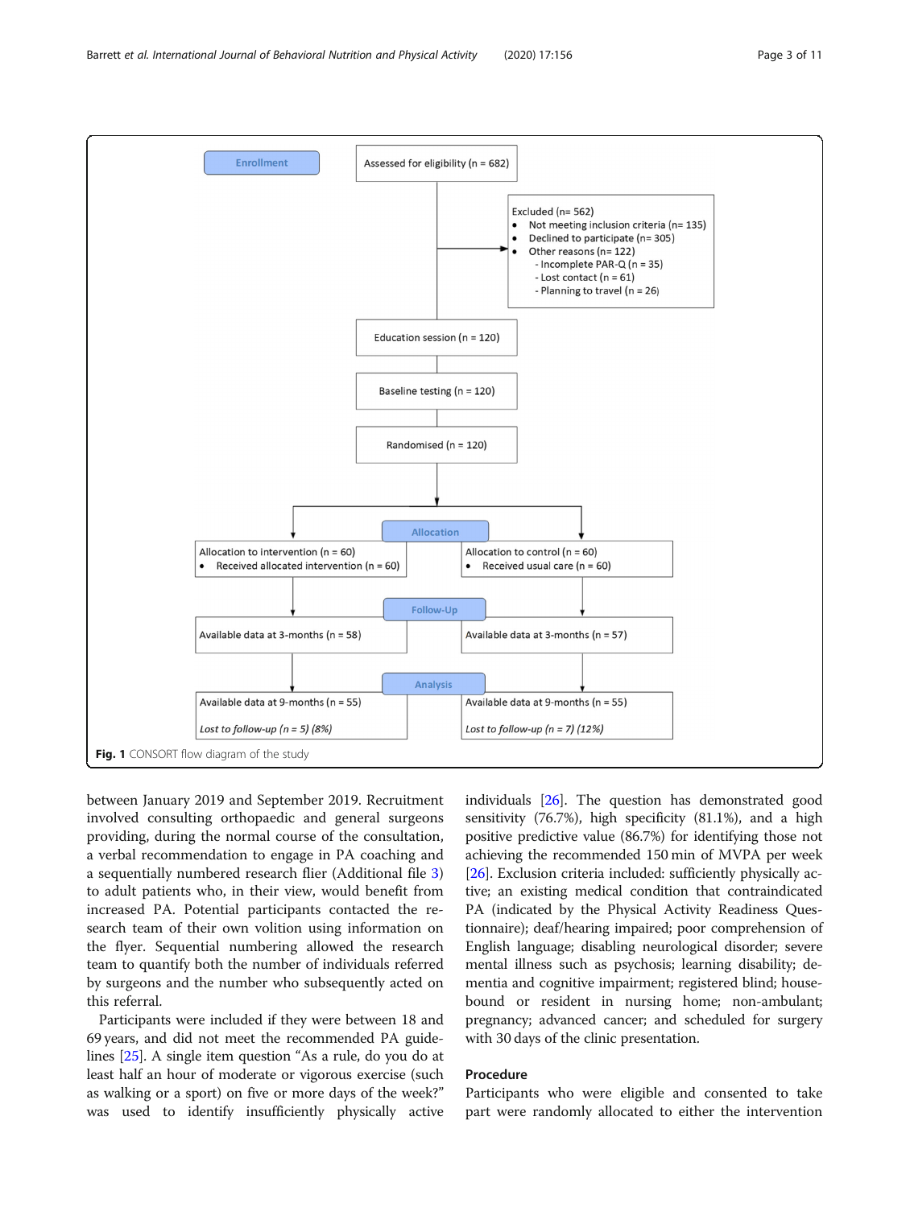Enrollment

Assessed for eligibility (n = 682)

Excluded (n= 562)
- Not meeting inclusion criteria (n= 135)
- Declined to participate (n= 305)
- Other reasons (n= 122)
  - Incomplete PAR-Q (n = 35)
  - Lost contact (n = 61)
  - Planning to travel (n = 26)

Education session (n = 120)

Baseline testing (n = 120)

Randomised (n = 120)

Allocation

Allocation to intervention (n = 60)
- Received allocated intervention (n = 60)

Allocation to control (n = 60)
- Received usual care (n = 60)

Follow-Up

Available data at 3-months (n = 58)

Available data at 3-months (n = 57)

Analysis

Available data at 9-months (n = 55)

*Lost to follow-up (n = 5) (8%)*

Available data at 9-months (n = 55)

*Lost to follow-up (n = 7) (12%)*

**Fig. 1** CONSORT flow diagram of the study

between January 2019 and September 2019. Recruitment involved consulting orthopaedic and general surgeons providing, during the normal course of the consultation, a verbal recommendation to engage in PA coaching and a sequentially numbered research flier (Additional file 3) to adult patients who, in their view, would benefit from increased PA. Potential participants contacted the research team of their own volition using information on the flyer. Sequential numbering allowed the research team to quantify both the number of individuals referred by surgeons and the number who subsequently acted on this referral.

Participants were included if they were between 18 and 69 years, and did not meet the recommended PA guidelines [25]. A single item question "As a rule, do you do at least half an hour of moderate or vigorous exercise (such as walking or a sport) on five or more days of the week?" was used to identify insufficiently physically active individuals [26]. The question has demonstrated good sensitivity (76.7%), high specificity (81.1%), and a high positive predictive value (86.7%) for identifying those not achieving the recommended 150 min of MVPA per week [26]. Exclusion criteria included: sufficiently physically active; an existing medical condition that contraindicated PA (indicated by the Physical Activity Readiness Questionnaire); deaf/hearing impaired; poor comprehension of English language; disabling neurological disorder; severe mental illness such as psychosis; learning disability; dementia and cognitive impairment; registered blind; housebound or resident in nursing home; non-ambulant; pregnancy; advanced cancer; and scheduled for surgery with 30 days of the clinic presentation.

## Procedure

Participants who were eligible and consented to take part were randomly allocated to either the intervention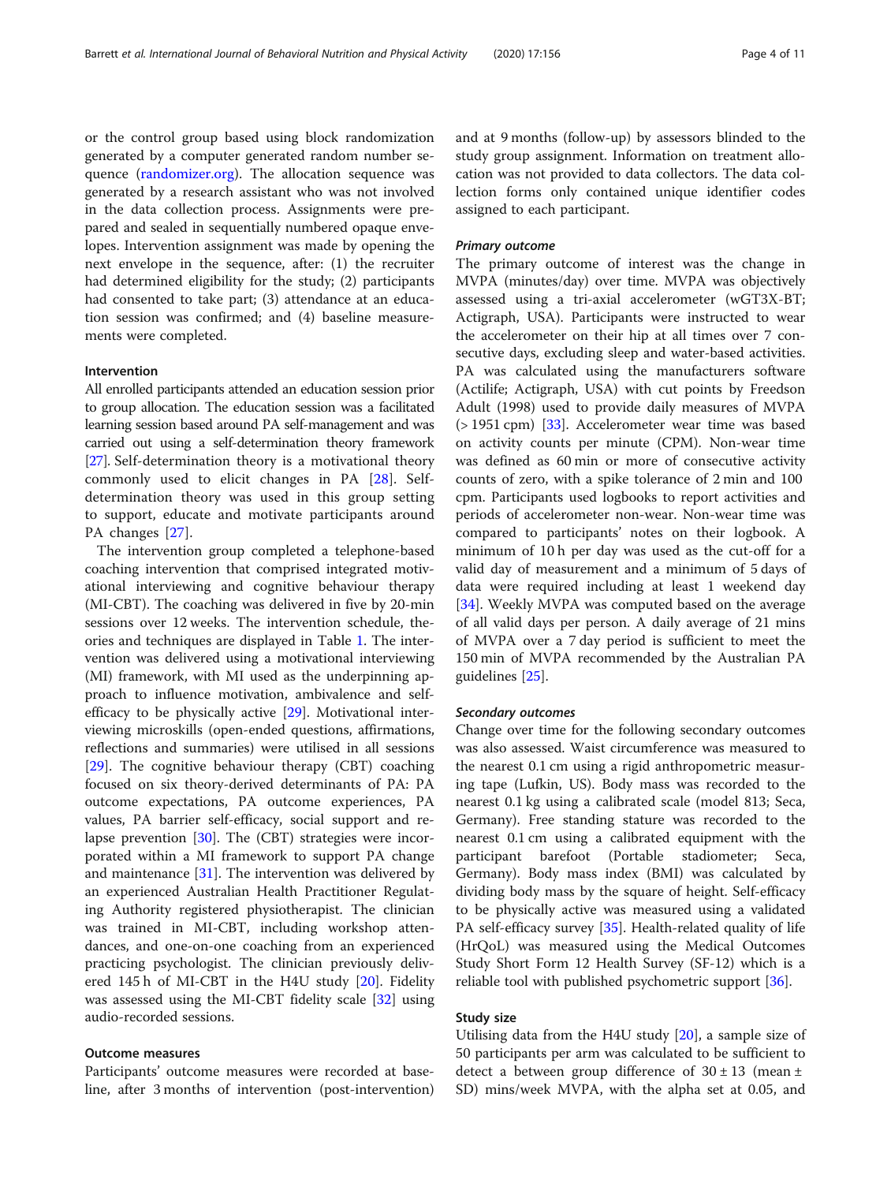or the control group based using block randomization generated by a computer generated random number sequence (randomizer.org). The allocation sequence was generated by a research assistant who was not involved in the data collection process. Assignments were prepared and sealed in sequentially numbered opaque envelopes. Intervention assignment was made by opening the next envelope in the sequence, after: (1) the recruiter had determined eligibility for the study; (2) participants had consented to take part; (3) attendance at an education session was confirmed; and (4) baseline measurements were completed.

## Intervention

All enrolled participants attended an education session prior to group allocation. The education session was a facilitated learning session based around PA self-management and was carried out using a self-determination theory framework [27]. Self-determination theory is a motivational theory commonly used to elicit changes in PA [28]. Self-determination theory was used in this group setting to support, educate and motivate participants around PA changes [27].

The intervention group completed a telephone-based coaching intervention that comprised integrated motivational interviewing and cognitive behaviour therapy (MI-CBT). The coaching was delivered in five by 20-min sessions over 12 weeks. The intervention schedule, theories and techniques are displayed in Table 1. The intervention was delivered using a motivational interviewing (MI) framework, with MI used as the underpinning approach to influence motivation, ambivalence and self-efficacy to be physically active [29]. Motivational interviewing microskills (open-ended questions, affirmations, reflections and summaries) were utilised in all sessions [29]. The cognitive behaviour therapy (CBT) coaching focused on six theory-derived determinants of PA: PA outcome expectations, PA outcome experiences, PA values, PA barrier self-efficacy, social support and relapse prevention [30]. The (CBT) strategies were incorporated within a MI framework to support PA change and maintenance [31]. The intervention was delivered by an experienced Australian Health Practitioner Regulating Authority registered physiotherapist. The clinician was trained in MI-CBT, including workshop attendances, and one-on-one coaching from an experienced practicing psychologist. The clinician previously delivered 145 h of MI-CBT in the H4U study [20]. Fidelity was assessed using the MI-CBT fidelity scale [32] using audio-recorded sessions.

## Outcome measures

Participants' outcome measures were recorded at baseline, after 3 months of intervention (post-intervention) and at 9 months (follow-up) by assessors blinded to the study group assignment. Information on treatment allocation was not provided to data collectors. The data collection forms only contained unique identifier codes assigned to each participant.

### *Primary outcome*

The primary outcome of interest was the change in MVPA (minutes/day) over time. MVPA was objectively assessed using a tri-axial accelerometer (wGT3X-BT; Actigraph, USA). Participants were instructed to wear the accelerometer on their hip at all times over 7 consecutive days, excluding sleep and water-based activities. PA was calculated using the manufacturers software (Actilife; Actigraph, USA) with cut points by Freedson Adult (1998) used to provide daily measures of MVPA (> 1951 cpm) [33]. Accelerometer wear time was based on activity counts per minute (CPM). Non-wear time was defined as 60 min or more of consecutive activity counts of zero, with a spike tolerance of 2 min and 100 cpm. Participants used logbooks to report activities and periods of accelerometer non-wear. Non-wear time was compared to participants' notes on their logbook. A minimum of 10 h per day was used as the cut-off for a valid day of measurement and a minimum of 5 days of data were required including at least 1 weekend day [34]. Weekly MVPA was computed based on the average of all valid days per person. A daily average of 21 mins of MVPA over a 7 day period is sufficient to meet the 150 min of MVPA recommended by the Australian PA guidelines [25].

### *Secondary outcomes*

Change over time for the following secondary outcomes was also assessed. Waist circumference was measured to the nearest 0.1 cm using a rigid anthropometric measuring tape (Lufkin, US). Body mass was recorded to the nearest 0.1 kg using a calibrated scale (model 813; Seca, Germany). Free standing stature was recorded to the nearest 0.1 cm using a calibrated equipment with the participant barefoot (Portable stadiometer; Seca, Germany). Body mass index (BMI) was calculated by dividing body mass by the square of height. Self-efficacy to be physically active was measured using a validated PA self-efficacy survey [35]. Health-related quality of life (HrQoL) was measured using the Medical Outcomes Study Short Form 12 Health Survey (SF-12) which is a reliable tool with published psychometric support [36].

## Study size

Utilising data from the H4U study [20], a sample size of 50 participants per arm was calculated to be sufficient to detect a between group difference of $30 \pm 13$ (mean ± SD) mins/week MVPA, with the alpha set at 0.05, and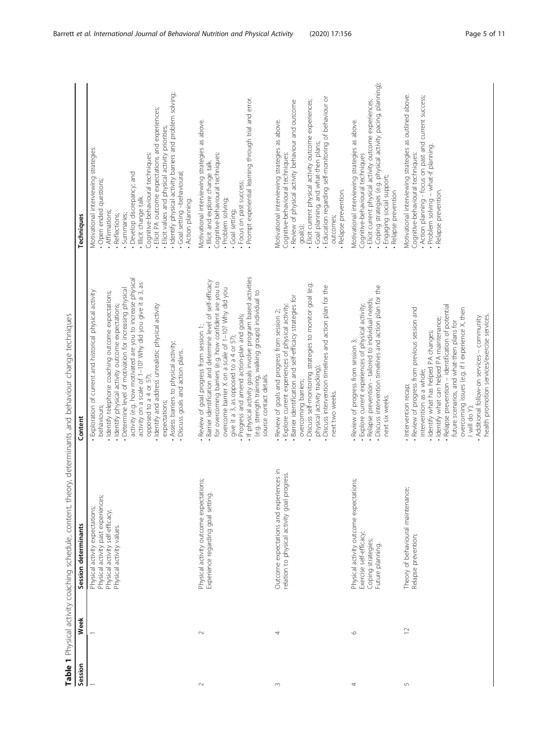**Table 1** Physical activity coaching schedule, content, theory, determinants and behaviour change techniques

| Session | Week | Session determinants | Content | Techniques |
| --- | --- | --- | --- | --- |
| 1 | 1 | Physical activity expectations; Physical activity past experiences; Physical activity self-efficacy; Physical activity values. | • Exploration of current and historical physical activity behaviours; • Identify telephone coaching outcome expectations; • Identify physical activity outcome expectations; • Determine level of motivation for increasing physical activity (e.g. how motivated are you to increase physical activity on a scale of 1–10? Why did you give it a 3, as opposed to a 4 or 5?); • Identify and address unrealistic physical activity expectations; • Assess barriers to physical activity; • Discuss goals and action plans. | Motivational interviewing strategies: • Open ended questions; • Affirmations; • Reflections; • Summaries; • Develop discrepancy; and • Illicit change talk. Cognitive-behavioural techniques: • Elicit PA outcome expectations and experiences; • Elicit values and physical activity priorities; • Identify physical activity barriers and problem solving; • Goal setting –behavioural; • Action planning. |
| 2 | 2 | Physical activity outcome expectations; Experience regarding goal setting. | • Review of goal progress from session 1; • Barrier identification and determine level of self-efficacy for overcoming barriers (e.g. how confident are you to overcome barrier X on a scale of 1–10? Why did you give it a 3, as opposed to a 4 or 5?); • Progress and amend action-plan and goals; • If physical activity goals involve program based activities (e.g. strength training, walking groups) individual to source contact details. | Motivational interviewing strategies as above. • Illicit and explore change talk. Cognitive-behavioural techniques: • Problem solving; • Goal setting; • Focus on past success; • Prompt experiential learning through trial and error. |
| 3 | 4 | Outcome expectations and experiences in relation to physical activity goal progress. | • Review of goals and progress from session 2; • Explore current experiences of physical activity; • Barrier identification and self-efficacy strategies for overcoming barriers; • Discuss self-monitoring strategies to monitor goal (e.g. physical activity tracking); • Discuss intervention timelines and action plan for the next two weeks. | Motivational interviewing strategies as above. Cognitive-behavioural techniques: • Review of physical activity behaviour and outcome goal(s); • Elicit current physical activity outcome experiences; • Goal planning, and what-then plans; • Education regarding self-monitoring of behaviour or outcomes; • Relapse prevention. |
| 4 | 6 | Physical activity outcome expectations; Exercise self-efficacy; Coping strategies; Future planning. | • Review of progress from session 3; • Explore current experiences of physical activity; • Relapse prevention - tailored to individual needs; • Discuss intervention timelines and action plan for the next six weeks. | Motivational interviewing strategies as above. Cognitive-behavioural techniques • Elicit current physical activity outcome experiences; • Coping strategies (e.g. physical activity pacing, planning); • Engaging social support; • Relapse prevention |
| 5 | 12 | Theory of behavioural maintenance; Relapse prevention; | • Intervention recap; • Review of progress from previous session and intervention as a whole; • Identify what has helped PA changes; • Identify what can helped PA maintenance; • Relapse prevention – identification of potential future scenarios, and what-then plans for overcoming issues (e.g. if I experience X, then I will do Y); • Additional follow-on services – community health promotion services/exercise services. | Motivational interviewing strategies as outlined above. Cognitive-behavioural techniques: • Action planning - focus on past and current success; • Problem solving – what-if planning. • Relapse prevention. |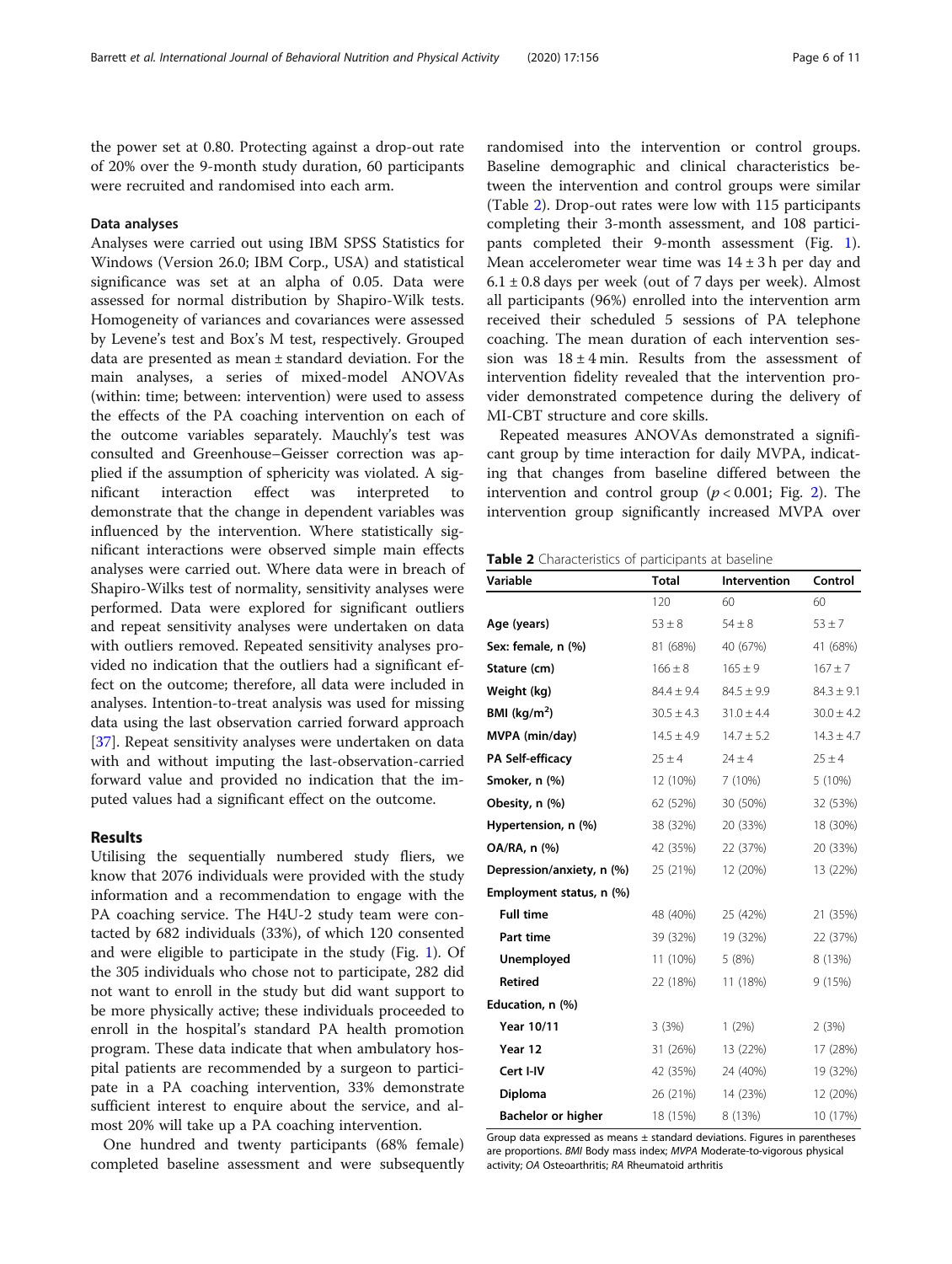the power set at 0.80. Protecting against a drop-out rate of 20% over the 9-month study duration, 60 participants were recruited and randomised into each arm.

### Data analyses

Analyses were carried out using IBM SPSS Statistics for Windows (Version 26.0; IBM Corp., USA) and statistical significance was set at an alpha of 0.05. Data were assessed for normal distribution by Shapiro-Wilk tests. Homogeneity of variances and covariances were assessed by Levene's test and Box's M test, respectively. Grouped data are presented as mean ± standard deviation. For the main analyses, a series of mixed-model ANOVAs (within: time; between: intervention) were used to assess the effects of the PA coaching intervention on each of the outcome variables separately. Mauchly's test was consulted and Greenhouse–Geisser correction was applied if the assumption of sphericity was violated. A significant interaction effect was interpreted to demonstrate that the change in dependent variables was influenced by the intervention. Where statistically significant interactions were observed simple main effects analyses were carried out. Where data were in breach of Shapiro-Wilks test of normality, sensitivity analyses were performed. Data were explored for significant outliers and repeat sensitivity analyses were undertaken on data with outliers removed. Repeated sensitivity analyses provided no indication that the outliers had a significant effect on the outcome; therefore, all data were included in analyses. Intention-to-treat analysis was used for missing data using the last observation carried forward approach [37]. Repeat sensitivity analyses were undertaken on data with and without imputing the last-observation-carried forward value and provided no indication that the imputed values had a significant effect on the outcome.

## Results

Utilising the sequentially numbered study fliers, we know that 2076 individuals were provided with the study information and a recommendation to engage with the PA coaching service. The H4U-2 study team were contacted by 682 individuals (33%), of which 120 consented and were eligible to participate in the study (Fig. 1). Of the 305 individuals who chose not to participate, 282 did not want to enroll in the study but did want support to be more physically active; these individuals proceeded to enroll in the hospital's standard PA health promotion program. These data indicate that when ambulatory hospital patients are recommended by a surgeon to participate in a PA coaching intervention, 33% demonstrate sufficient interest to enquire about the service, and almost 20% will take up a PA coaching intervention.

One hundred and twenty participants (68% female) completed baseline assessment and were subsequently randomised into the intervention or control groups. Baseline demographic and clinical characteristics between the intervention and control groups were similar (Table 2). Drop-out rates were low with 115 participants completing their 3-month assessment, and 108 participants completed their 9-month assessment (Fig. 1). Mean accelerometer wear time was 14 ± 3 h per day and 6.1 ± 0.8 days per week (out of 7 days per week). Almost all participants (96%) enrolled into the intervention arm received their scheduled 5 sessions of PA telephone coaching. The mean duration of each intervention session was 18 ± 4 min. Results from the assessment of intervention fidelity revealed that the intervention provider demonstrated competence during the delivery of MI-CBT structure and core skills.

Repeated measures ANOVAs demonstrated a significant group by time interaction for daily MVPA, indicating that changes from baseline differed between the intervention and control group ($p < 0.001$; Fig. 2). The intervention group significantly increased MVPA over

**Table 2** Characteristics of participants at baseline

| Variable | Total | Intervention | Control |
|---|---|---|---|
| | 120 | 60 | 60 |
| **Age (years)** | 53 ± 8 | 54 ± 8 | 53 ± 7 |
| **Sex: female, n (%)** | 81 (68%) | 40 (67%) | 41 (68%) |
| **Stature (cm)** | 166 ± 8 | 165 ± 9 | 167 ± 7 |
| **Weight (kg)** | 84.4 ± 9.4 | 84.5 ± 9.9 | 84.3 ± 9.1 |
| **BMI (kg/m$^2$)** | 30.5 ± 4.3 | 31.0 ± 4.4 | 30.0 ± 4.2 |
| **MVPA (min/day)** | 14.5 ± 4.9 | 14.7 ± 5.2 | 14.3 ± 4.7 |
| **PA Self-efficacy** | 25 ± 4 | 24 ± 4 | 25 ± 4 |
| **Smoker, n (%)** | 12 (10%) | 7 (10%) | 5 (10%) |
| **Obesity, n (%)** | 62 (52%) | 30 (50%) | 32 (53%) |
| **Hypertension, n (%)** | 38 (32%) | 20 (33%) | 18 (30%) |
| **OA/RA, n (%)** | 42 (35%) | 22 (37%) | 20 (33%) |
| **Depression/anxiety, n (%)** | 25 (21%) | 12 (20%) | 13 (22%) |
| **Employment status, n (%)** | | | |
| **Full time** | 48 (40%) | 25 (42%) | 21 (35%) |
| **Part time** | 39 (32%) | 19 (32%) | 22 (37%) |
| **Unemployed** | 11 (10%) | 5 (8%) | 8 (13%) |
| **Retired** | 22 (18%) | 11 (18%) | 9 (15%) |
| **Education, n (%)** | | | |
| **Year 10/11** | 3 (3%) | 1 (2%) | 2 (3%) |
| **Year 12** | 31 (26%) | 13 (22%) | 17 (28%) |
| **Cert I-IV** | 42 (35%) | 24 (40%) | 19 (32%) |
| **Diploma** | 26 (21%) | 14 (23%) | 12 (20%) |
| **Bachelor or higher** | 18 (15%) | 8 (13%) | 10 (17%) |

Group data expressed as means ± standard deviations. Figures in parentheses are proportions. *BMI* Body mass index; *MVPA* Moderate-to-vigorous physical activity; *OA* Osteoarthritis; *RA* Rheumatoid arthritis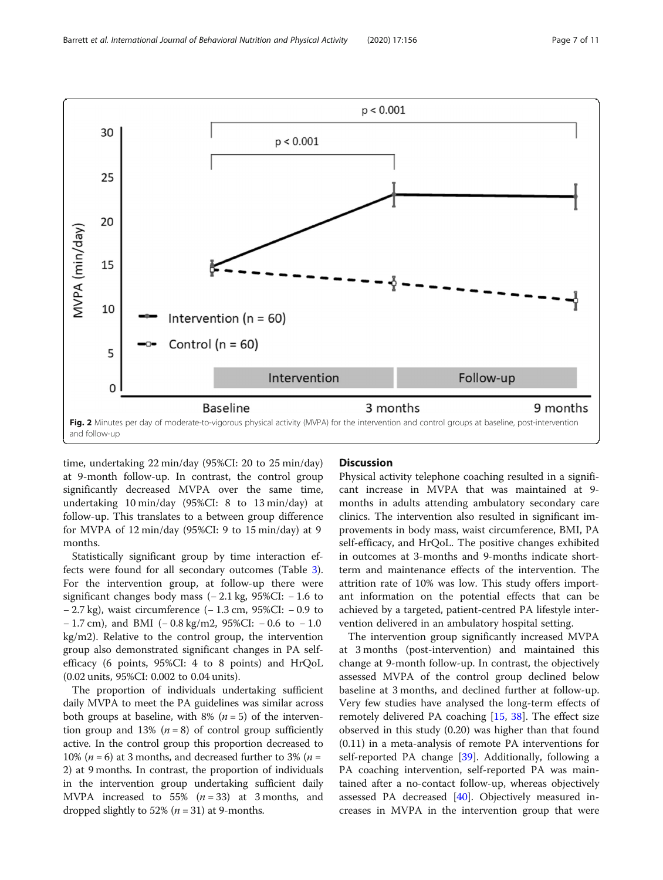Fig. 2 Minutes per day of moderate-to-vigorous physical activity (MVPA) for the intervention and control groups at baseline, post-intervention and follow-up

time, undertaking 22 min/day (95%CI: 20 to 25 min/day) at 9-month follow-up. In contrast, the control group significantly decreased MVPA over the same time, undertaking 10 min/day (95%CI: 8 to 13 min/day) at follow-up. This translates to a between group difference for MVPA of 12 min/day (95%CI: 9 to 15 min/day) at 9 months.

Statistically significant group by time interaction effects were found for all secondary outcomes (Table 3). For the intervention group, at follow-up there were significant changes body mass (− 2.1 kg, 95%CI: − 1.6 to − 2.7 kg), waist circumference (− 1.3 cm, 95%CI: − 0.9 to − 1.7 cm), and BMI (− 0.8 kg/m2, 95%CI: − 0.6 to − 1.0 kg/m2). Relative to the control group, the intervention group also demonstrated significant changes in PA self-efficacy (6 points, 95%CI: 4 to 8 points) and HrQoL (0.02 units, 95%CI: 0.002 to 0.04 units).

The proportion of individuals undertaking sufficient daily MVPA to meet the PA guidelines was similar across both groups at baseline, with 8% ($n = 5$) of the intervention group and 13% ($n = 8$) of control group sufficiently active. In the control group this proportion decreased to 10% ($n = 6$) at 3 months, and decreased further to 3% ($n = 2$) at 9 months. In contrast, the proportion of individuals in the intervention group undertaking sufficient daily MVPA increased to 55% ($n = 33$) at 3 months, and dropped slightly to 52% ($n = 31$) at 9-months.

## Discussion

Physical activity telephone coaching resulted in a significant increase in MVPA that was maintained at 9-months in adults attending ambulatory secondary care clinics. The intervention also resulted in significant improvements in body mass, waist circumference, BMI, PA self-efficacy, and HrQoL. The positive changes exhibited in outcomes at 3-months and 9-months indicate short-term and maintenance effects of the intervention. The attrition rate of 10% was low. This study offers important information on the potential effects that can be achieved by a targeted, patient-centred PA lifestyle intervention delivered in an ambulatory hospital setting.

The intervention group significantly increased MVPA at 3 months (post-intervention) and maintained this change at 9-month follow-up. In contrast, the objectively assessed MVPA of the control group declined below baseline at 3 months, and declined further at follow-up. Very few studies have analysed the long-term effects of remotely delivered PA coaching [15, 38]. The effect size observed in this study (0.20) was higher than that found (0.11) in a meta-analysis of remote PA interventions for self-reported PA change [39]. Additionally, following a PA coaching intervention, self-reported PA was maintained after a no-contact follow-up, whereas objectively assessed PA decreased [40]. Objectively measured increases in MVPA in the intervention group that were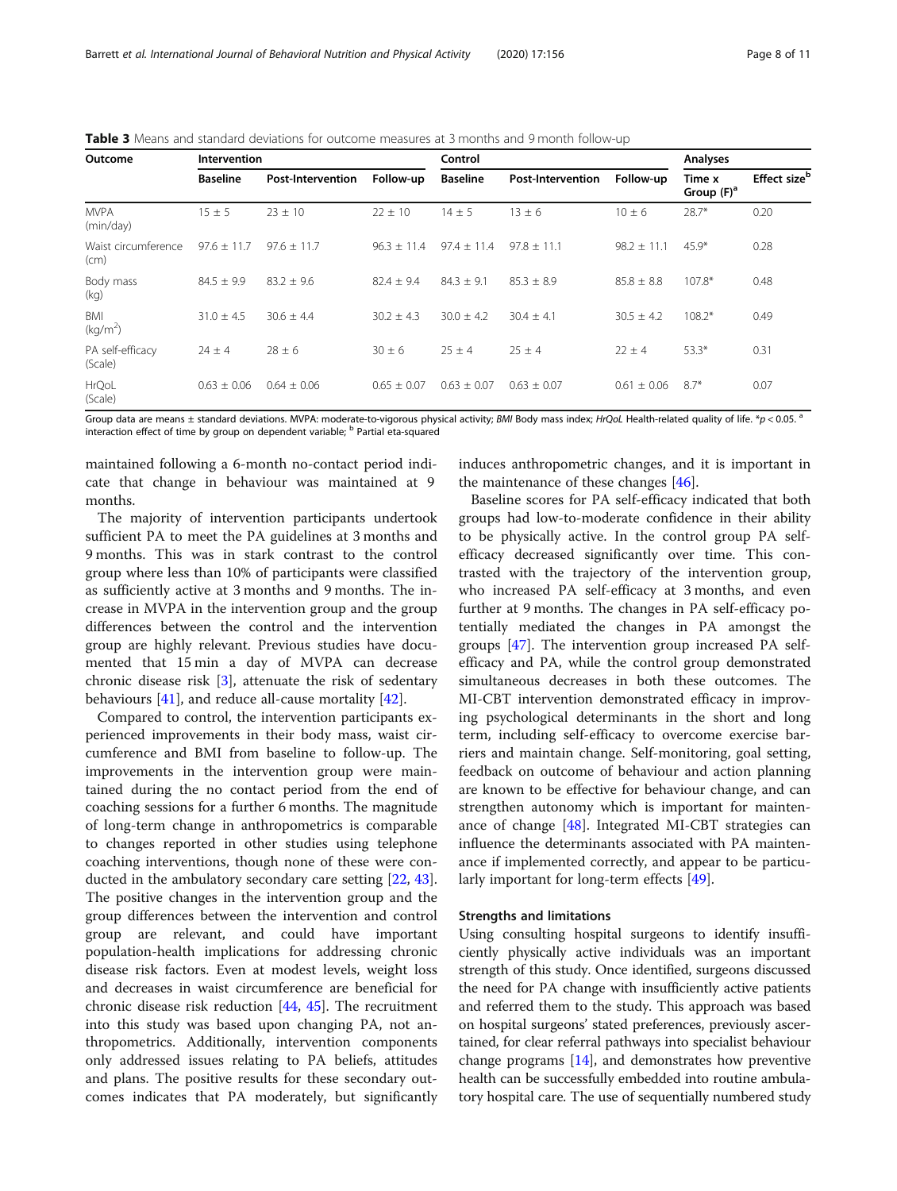**Table 3** Means and standard deviations for outcome measures at 3 months and 9 month follow-up

| Outcome | Intervention | | | Control | | | Analyses | |
|---|---|---|---|---|---|---|---|---|
| | Baseline | Post-Intervention | Follow-up | Baseline | Post-Intervention | Follow-up | Time x Group (F)[a] | Effect size[b] |
| MVPA (min/day) | 15 ± 5 | 23 ± 10 | 22 ± 10 | 14 ± 5 | 13 ± 6 | 10 ± 6 | 28.7* | 0.20 |
| Waist circumference (cm) | 97.6 ± 11.7 | 97.6 ± 11.7 | 96.3 ± 11.4 | 97.4 ± 11.4 | 97.8 ± 11.1 | 98.2 ± 11.1 | 45.9* | 0.28 |
| Body mass (kg) | 84.5 ± 9.9 | 83.2 ± 9.6 | 82.4 ± 9.4 | 84.3 ± 9.1 | 85.3 ± 8.9 | 85.8 ± 8.8 | 107.8* | 0.48 |
| BMI ($kg/m^2$) | 31.0 ± 4.5 | 30.6 ± 4.4 | 30.2 ± 4.3 | 30.0 ± 4.2 | 30.4 ± 4.1 | 30.5 ± 4.2 | 108.2* | 0.49 |
| PA self-efficacy (Scale) | 24 ± 4 | 28 ± 6 | 30 ± 6 | 25 ± 4 | 25 ± 4 | 22 ± 4 | 53.3* | 0.31 |
| HrQoL (Scale) | 0.63 ± 0.06 | 0.64 ± 0.06 | 0.65 ± 0.07 | 0.63 ± 0.07 | 0.63 ± 0.07 | 0.61 ± 0.06 | 8.7* | 0.07 |

Group data are means ± standard deviations. MVPA: moderate-to-vigorous physical activity; *BMI* Body mass index; *HrQoL* Health-related quality of life. *$p < 0.05$. [a] interaction effect of time by group on dependent variable; [b] Partial eta-squared

maintained following a 6-month no-contact period indicate that change in behaviour was maintained at 9 months.

The majority of intervention participants undertook sufficient PA to meet the PA guidelines at 3 months and 9 months. This was in stark contrast to the control group where less than 10% of participants were classified as sufficiently active at 3 months and 9 months. The increase in MVPA in the intervention group and the group differences between the control and the intervention group are highly relevant. Previous studies have documented that 15 min a day of MVPA can decrease chronic disease risk [3], attenuate the risk of sedentary behaviours [41], and reduce all-cause mortality [42].

Compared to control, the intervention participants experienced improvements in their body mass, waist circumference and BMI from baseline to follow-up. The improvements in the intervention group were maintained during the no contact period from the end of coaching sessions for a further 6 months. The magnitude of long-term change in anthropometrics is comparable to changes reported in other studies using telephone coaching interventions, though none of these were conducted in the ambulatory secondary care setting [22, 43]. The positive changes in the intervention group and the group differences between the intervention and control group are relevant, and could have important population-health implications for addressing chronic disease risk factors. Even at modest levels, weight loss and decreases in waist circumference are beneficial for chronic disease risk reduction [44, 45]. The recruitment into this study was based upon changing PA, not anthropometrics. Additionally, intervention components only addressed issues relating to PA beliefs, attitudes and plans. The positive results for these secondary outcomes indicates that PA moderately, but significantly induces anthropometric changes, and it is important in the maintenance of these changes [46].

Baseline scores for PA self-efficacy indicated that both groups had low-to-moderate confidence in their ability to be physically active. In the control group PA self-efficacy decreased significantly over time. This contrasted with the trajectory of the intervention group, who increased PA self-efficacy at 3 months, and even further at 9 months. The changes in PA self-efficacy potentially mediated the changes in PA amongst the groups [47]. The intervention group increased PA self-efficacy and PA, while the control group demonstrated simultaneous decreases in both these outcomes. The MI-CBT intervention demonstrated efficacy in improving psychological determinants in the short and long term, including self-efficacy to overcome exercise barriers and maintain change. Self-monitoring, goal setting, feedback on outcome of behaviour and action planning are known to be effective for behaviour change, and can strengthen autonomy which is important for maintenance of change [48]. Integrated MI-CBT strategies can influence the determinants associated with PA maintenance if implemented correctly, and appear to be particularly important for long-term effects [49].

### Strengths and limitations

Using consulting hospital surgeons to identify insufficiently physically active individuals was an important strength of this study. Once identified, surgeons discussed the need for PA change with insufficiently active patients and referred them to the study. This approach was based on hospital surgeons' stated preferences, previously ascertained, for clear referral pathways into specialist behaviour change programs [14], and demonstrates how preventive health can be successfully embedded into routine ambulatory hospital care. The use of sequentially numbered study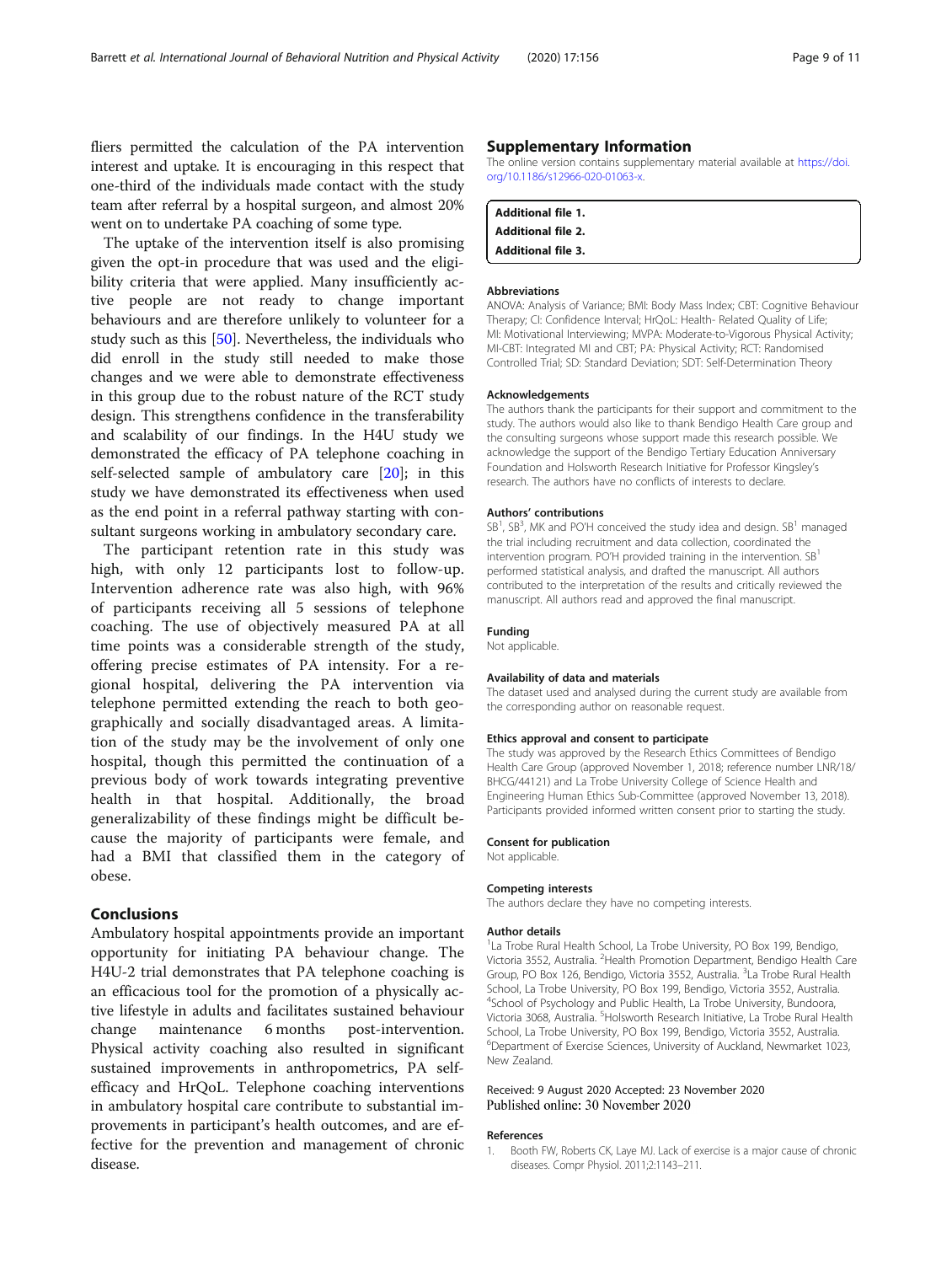fliers permitted the calculation of the PA intervention interest and uptake. It is encouraging in this respect that one-third of the individuals made contact with the study team after referral by a hospital surgeon, and almost 20% went on to undertake PA coaching of some type.

The uptake of the intervention itself is also promising given the opt-in procedure that was used and the eligibility criteria that were applied. Many insufficiently active people are not ready to change important behaviours and are therefore unlikely to volunteer for a study such as this [50]. Nevertheless, the individuals who did enroll in the study still needed to make those changes and we were able to demonstrate effectiveness in this group due to the robust nature of the RCT study design. This strengthens confidence in the transferability and scalability of our findings. In the H4U study we demonstrated the efficacy of PA telephone coaching in self-selected sample of ambulatory care [20]; in this study we have demonstrated its effectiveness when used as the end point in a referral pathway starting with consultant surgeons working in ambulatory secondary care.

The participant retention rate in this study was high, with only 12 participants lost to follow-up. Intervention adherence rate was also high, with 96% of participants receiving all 5 sessions of telephone coaching. The use of objectively measured PA at all time points was a considerable strength of the study, offering precise estimates of PA intensity. For a regional hospital, delivering the PA intervention via telephone permitted extending the reach to both geographically and socially disadvantaged areas. A limitation of the study may be the involvement of only one hospital, though this permitted the continuation of a previous body of work towards integrating preventive health in that hospital. Additionally, the broad generalizability of these findings might be difficult because the majority of participants were female, and had a BMI that classified them in the category of obese.

## Conclusions

Ambulatory hospital appointments provide an important opportunity for initiating PA behaviour change. The H4U-2 trial demonstrates that PA telephone coaching is an efficacious tool for the promotion of a physically active lifestyle in adults and facilitates sustained behaviour change maintenance 6 months post-intervention. Physical activity coaching also resulted in significant sustained improvements in anthropometrics, PA self-efficacy and HrQoL. Telephone coaching interventions in ambulatory hospital care contribute to substantial improvements in participant's health outcomes, and are effective for the prevention and management of chronic disease.

## Supplementary Information

The online version contains supplementary material available at https://doi.org/10.1186/s12966-020-01063-x.

**Additional file 1.**
**Additional file 2.**
**Additional file 3.**

#### Abbreviations

ANOVA: Analysis of Variance; BMI: Body Mass Index; CBT: Cognitive Behaviour Therapy; CI: Confidence Interval; HrQoL: Health- Related Quality of Life; MI: Motivational Interviewing; MVPA: Moderate-to-Vigorous Physical Activity; MI-CBT: Integrated MI and CBT; PA: Physical Activity; RCT: Randomised Controlled Trial; SD: Standard Deviation; SDT: Self-Determination Theory

#### Acknowledgements

The authors thank the participants for their support and commitment to the study. The authors would also like to thank Bendigo Health Care group and the consulting surgeons whose support made this research possible. We acknowledge the support of the Bendigo Tertiary Education Anniversary Foundation and Holsworth Research Initiative for Professor Kingsley's research. The authors have no conflicts of interests to declare.

#### Authors' contributions

SB[1], SB[3], MK and PO'H conceived the study idea and design. SB[1] managed the trial including recruitment and data collection, coordinated the intervention program. PO'H provided training in the intervention. SB[1] performed statistical analysis, and drafted the manuscript. All authors contributed to the interpretation of the results and critically reviewed the manuscript. All authors read and approved the final manuscript.

#### Funding

Not applicable.

#### Availability of data and materials

The dataset used and analysed during the current study are available from the corresponding author on reasonable request.

#### Ethics approval and consent to participate

The study was approved by the Research Ethics Committees of Bendigo Health Care Group (approved November 1, 2018; reference number LNR/18/BHCG/44121) and La Trobe University College of Science Health and Engineering Human Ethics Sub-Committee (approved November 13, 2018). Participants provided informed written consent prior to starting the study.

#### Consent for publication

Not applicable.

#### Competing interests

The authors declare they have no competing interests.

#### Author details

[1]La Trobe Rural Health School, La Trobe University, PO Box 199, Bendigo, Victoria 3552, Australia. [2]Health Promotion Department, Bendigo Health Care Group, PO Box 126, Bendigo, Victoria 3552, Australia. [3]La Trobe Rural Health School, La Trobe University, PO Box 199, Bendigo, Victoria 3552, Australia. [4]School of Psychology and Public Health, La Trobe University, Bundoora, Victoria 3068, Australia. [5]Holsworth Research Initiative, La Trobe Rural Health School, La Trobe University, PO Box 199, Bendigo, Victoria 3552, Australia. [6]Department of Exercise Sciences, University of Auckland, Newmarket 1023, New Zealand.

Received: 9 August 2020 Accepted: 23 November 2020
Published online: 30 November 2020

#### References

1. Booth FW, Roberts CK, Laye MJ. Lack of exercise is a major cause of chronic diseases. Compr Physiol. 2011;2:1143–211.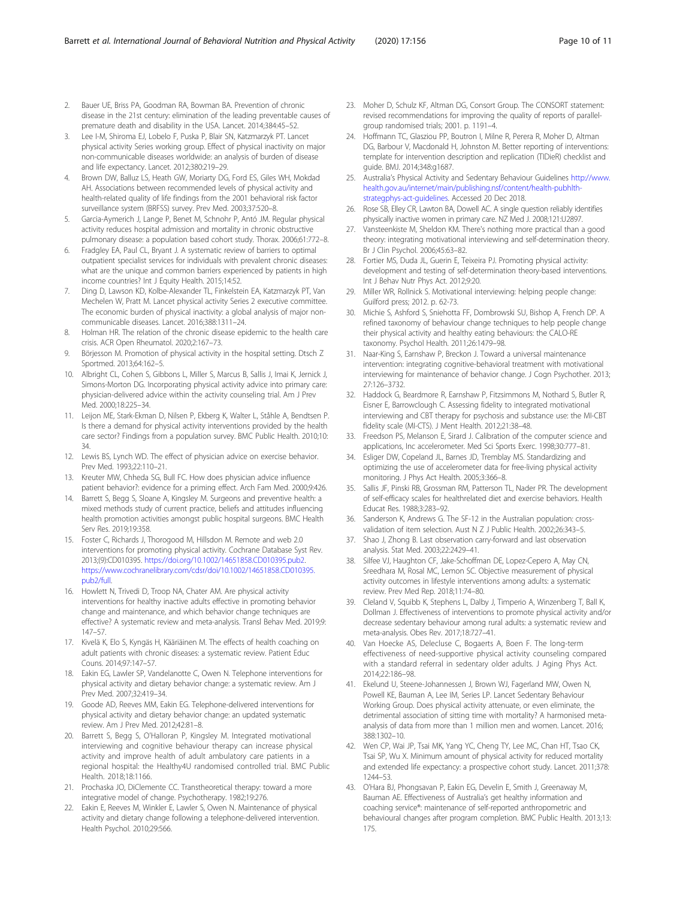2. Bauer UE, Briss PA, Goodman RA, Bowman BA. Prevention of chronic disease in the 21st century: elimination of the leading preventable causes of premature death and disability in the USA. Lancet. 2014;384:45–52.
3. Lee I-M, Shiroma EJ, Lobelo F, Puska P, Blair SN, Katzmarzyk PT. Lancet physical activity Series working group. Effect of physical inactivity on major non-communicable diseases worldwide: an analysis of burden of disease and life expectancy. Lancet. 2012;380:219–29.
4. Brown DW, Balluz LS, Heath GW, Moriarty DG, Ford ES, Giles WH, Mokdad AH. Associations between recommended levels of physical activity and health-related quality of life findings from the 2001 behavioral risk factor surveillance system (BRFSS) survey. Prev Med. 2003;37:520–8.
5. Garcia-Aymerich J, Lange P, Benet M, Schnohr P, Antó JM. Regular physical activity reduces hospital admission and mortality in chronic obstructive pulmonary disease: a population based cohort study. Thorax. 2006;61:772–8.
6. Fradgley EA, Paul CL, Bryant J. A systematic review of barriers to optimal outpatient specialist services for individuals with prevalent chronic diseases: what are the unique and common barriers experienced by patients in high income countries? Int J Equity Health. 2015;14:52.
7. Ding D, Lawson KD, Kolbe-Alexander TL, Finkelstein EA, Katzmarzyk PT, Van Mechelen W, Pratt M. Lancet physical activity Series 2 executive committee. The economic burden of physical inactivity: a global analysis of major non-communicable diseases. Lancet. 2016;388:1311–24.
8. Holman HR. The relation of the chronic disease epidemic to the health care crisis. ACR Open Rheumatol. 2020;2:167–73.
9. Börjesson M. Promotion of physical activity in the hospital setting. Dtsch Z Sportmed. 2013;64:162–5.
10. Albright CL, Cohen S, Gibbons L, Miller S, Marcus B, Sallis J, Imai K, Jernick J, Simons-Morton DG. Incorporating physical activity advice into primary care: physician-delivered advice within the activity counseling trial. Am J Prev Med. 2000;18:225–34.
11. Leijon ME, Stark-Ekman D, Nilsen P, Ekberg K, Walter L, Ståhle A, Bendtsen P. Is there a demand for physical activity interventions provided by the health care sector? Findings from a population survey. BMC Public Health. 2010;10:34.
12. Lewis BS, Lynch WD. The effect of physician advice on exercise behavior. Prev Med. 1993;22:110–21.
13. Kreuter MW, Chheda SG, Bull FC. How does physician advice influence patient behavior?: evidence for a priming effect. Arch Fam Med. 2000;9:426.
14. Barrett S, Begg S, Sloane A, Kingsley M. Surgeons and preventive health: a mixed methods study of current practice, beliefs and attitudes influencing health promotion activities amongst public hospital surgeons. BMC Health Serv Res. 2019;19:358.
15. Foster C, Richards J, Thorogood M, Hillsdon M. Remote and web 2.0 interventions for promoting physical activity. Cochrane Database Syst Rev. 2013;(9):CD010395. https://doi.org/10.1002/14651858.CD010395.pub2. https://www.cochranelibrary.com/cdsr/doi/10.1002/14651858.CD010395.pub2/full.
16. Howlett N, Trivedi D, Troop NA, Chater AM. Are physical activity interventions for healthy inactive adults effective in promoting behavior change and maintenance, and which behavior change techniques are effective? A systematic review and meta-analysis. Transl Behav Med. 2019;9:147–57.
17. Kivelä K, Elo S, Kyngäs H, Kääriäinen M. The effects of health coaching on adult patients with chronic diseases: a systematic review. Patient Educ Couns. 2014;97:147–57.
18. Eakin EG, Lawler SP, Vandelanotte C, Owen N. Telephone interventions for physical activity and dietary behavior change: a systematic review. Am J Prev Med. 2007;32:419–34.
19. Goode AD, Reeves MM, Eakin EG. Telephone-delivered interventions for physical activity and dietary behavior change: an updated systematic review. Am J Prev Med. 2012;42:81–8.
20. Barrett S, Begg S, O'Halloran P, Kingsley M. Integrated motivational interviewing and cognitive behaviour therapy can increase physical activity and improve health of adult ambulatory care patients in a regional hospital: the Healthy4U randomised controlled trial. BMC Public Health. 2018;18:1166.
21. Prochaska JO, DiClemente CC. Transtheoretical therapy: toward a more integrative model of change. Psychotherapy. 1982;19:276.
22. Eakin E, Reeves M, Winkler E, Lawler S, Owen N. Maintenance of physical activity and dietary change following a telephone-delivered intervention. Health Psychol. 2010;29:566.
23. Moher D, Schulz KF, Altman DG, Consort Group. The CONSORT statement: revised recommendations for improving the quality of reports of parallel-group randomised trials; 2001. p. 1191–4.
24. Hoffmann TC, Glasziou PP, Boutron I, Milne R, Perera R, Moher D, Altman DG, Barbour V, Macdonald H, Johnston M. Better reporting of interventions: template for intervention description and replication (TIDieR) checklist and guide. BMJ. 2014;348:g1687.
25. Australia's Physical Activity and Sedentary Behaviour Guidelines http://www.health.gov.au/internet/main/publishing.nsf/content/health-pubhlth-strategphys-act-guidelines. Accessed 20 Dec 2018.
26. Rose SB, Elley CR, Lawton BA, Dowell AC. A single question reliably identifies physically inactive women in primary care. NZ Med J. 2008;121:U2897.
27. Vansteenkiste M, Sheldon KM. There's nothing more practical than a good theory: integrating motivational interviewing and self-determination theory. Br J Clin Psychol. 2006;45:63–82.
28. Fortier MS, Duda JL, Guerin E, Teixeira PJ. Promoting physical activity: development and testing of self-determination theory-based interventions. Int J Behav Nutr Phys Act. 2012;9:20.
29. Miller WR, Rollnick S. Motivational interviewing: helping people change: Guilford press; 2012. p. 62-73.
30. Michie S, Ashford S, Sniehotta FF, Dombrowski SU, Bishop A, French DP. A refined taxonomy of behaviour change techniques to help people change their physical activity and healthy eating behaviours: the CALO-RE taxonomy. Psychol Health. 2011;26:1479–98.
31. Naar-King S, Earnshaw P, Breckon J. Toward a universal maintenance intervention: integrating cognitive-behavioral treatment with motivational interviewing for maintenance of behavior change. J Cogn Psychother. 2013;27:126–3732.
32. Haddock G, Beardmore R, Earnshaw P, Fitzsimmons M, Nothard S, Butler R, Eisner E, Barrowclough C. Assessing fidelity to integrated motivational interviewing and CBT therapy for psychosis and substance use: the MI-CBT fidelity scale (MI-CTS). J Ment Health. 2012;21:38–48.
33. Freedson PS, Melanson E, Sirard J. Calibration of the computer science and applications, Inc accelerometer. Med Sci Sports Exerc. 1998;30:777–81.
34. Esliger DW, Copeland JL, Barnes JD, Tremblay MS. Standardizing and optimizing the use of accelerometer data for free-living physical activity monitoring. J Phys Act Health. 2005;3:366–8.
35. Sallis JF, Pinski RB, Grossman RM, Patterson TL, Nader PR. The development of self-efficacy scales for healthrelated diet and exercise behaviors. Health Educat Res. 1988;3:283–92.
36. Sanderson K, Andrews G. The SF-12 in the Australian population: cross-validation of item selection. Aust N Z J Public Health. 2002;26:343–5.
37. Shao J, Zhong B. Last observation carry-forward and last observation analysis. Stat Med. 2003;22:2429–41.
38. Silfee VJ, Haughton CF, Jake-Schoffman DE, Lopez-Cepero A, May CN, Sreedhara M, Rosal MC, Lemon SC. Objective measurement of physical activity outcomes in lifestyle interventions among adults: a systematic review. Prev Med Rep. 2018;11:74–80.
39. Cleland V, Squibb K, Stephens L, Dalby J, Timperio A, Winzenberg T, Ball K, Dollman J. Effectiveness of interventions to promote physical activity and/or decrease sedentary behaviour among rural adults: a systematic review and meta-analysis. Obes Rev. 2017;18:727–41.
40. Van Hoecke AS, Delecluse C, Bogaerts A, Boen F. The long-term effectiveness of need-supportive physical activity counseling compared with a standard referral in sedentary older adults. J Aging Phys Act. 2014;22:186–98.
41. Ekelund U, Steene-Johannessen J, Brown WJ, Fagerland MW, Owen N, Powell KE, Bauman A, Lee IM, Series LP. Lancet Sedentary Behaviour Working Group. Does physical activity attenuate, or even eliminate, the detrimental association of sitting time with mortality? A harmonised meta-analysis of data from more than 1 million men and women. Lancet. 2016;388:1302–10.
42. Wen CP, Wai JP, Tsai MK, Yang YC, Cheng TY, Lee MC, Chan HT, Tsao CK, Tsai SP, Wu X. Minimum amount of physical activity for reduced mortality and extended life expectancy: a prospective cohort study. Lancet. 2011;378:1244–53.
43. O'Hara BJ, Phongsavan P, Eakin EG, Develin E, Smith J, Greenaway M, Bauman AE. Effectiveness of Australia's get healthy information and coaching service®: maintenance of self-reported anthropometric and behavioural changes after program completion. BMC Public Health. 2013;13:175.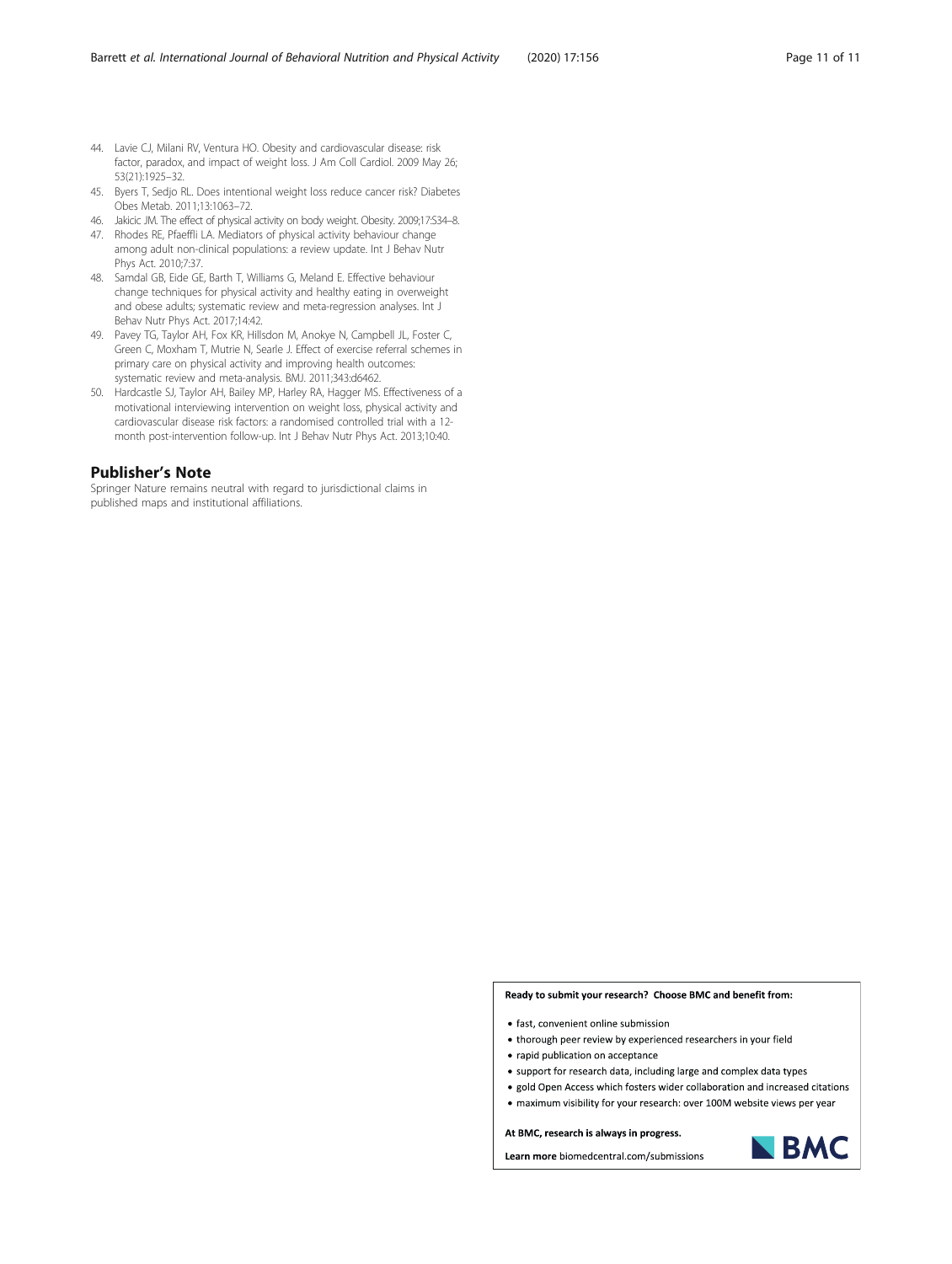44. Lavie CJ, Milani RV, Ventura HO. Obesity and cardiovascular disease: risk factor, paradox, and impact of weight loss. J Am Coll Cardiol. 2009 May 26; 53(21):1925–32.
45. Byers T, Sedjo RL. Does intentional weight loss reduce cancer risk? Diabetes Obes Metab. 2011;13:1063–72.
46. Jakicic JM. The effect of physical activity on body weight. Obesity. 2009;17:S34–8.
47. Rhodes RE, Pfaeffli LA. Mediators of physical activity behaviour change among adult non-clinical populations: a review update. Int J Behav Nutr Phys Act. 2010;7:37.
48. Samdal GB, Eide GE, Barth T, Williams G, Meland E. Effective behaviour change techniques for physical activity and healthy eating in overweight and obese adults; systematic review and meta-regression analyses. Int J Behav Nutr Phys Act. 2017;14:42.
49. Pavey TG, Taylor AH, Fox KR, Hillsdon M, Anokye N, Campbell JL, Foster C, Green C, Moxham T, Mutrie N, Searle J. Effect of exercise referral schemes in primary care on physical activity and improving health outcomes: systematic review and meta-analysis. BMJ. 2011;343:d6462.
50. Hardcastle SJ, Taylor AH, Bailey MP, Harley RA, Hagger MS. Effectiveness of a motivational interviewing intervention on weight loss, physical activity and cardiovascular disease risk factors: a randomised controlled trial with a 12-month post-intervention follow-up. Int J Behav Nutr Phys Act. 2013;10:40.

## Publisher's Note

Springer Nature remains neutral with regard to jurisdictional claims in published maps and institutional affiliations.

**Ready to submit your research? Choose BMC and benefit from:**

- fast, convenient online submission
- thorough peer review by experienced researchers in your field
- rapid publication on acceptance
- support for research data, including large and complex data types
- gold Open Access which fosters wider collaboration and increased citations
- maximum visibility for your research: over 100M website views per year

**At BMC, research is always in progress.**

**Learn more** biomedcentral.com/submissions

BMC